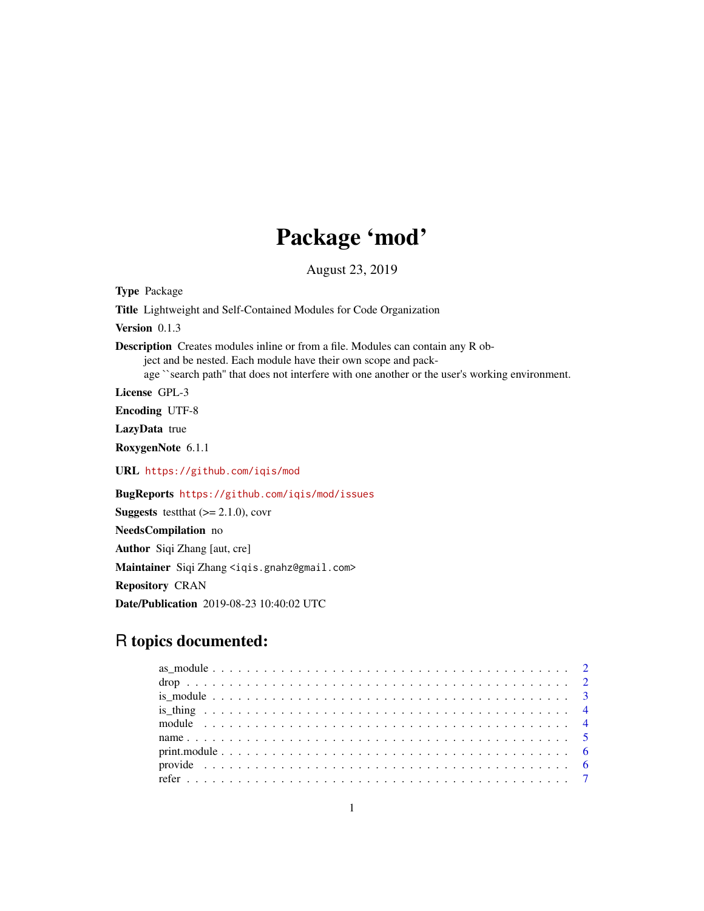# Package 'mod'

August 23, 2019

**Type** Package

**Title** Lightweight and Self-Contained Modules for Code Organization

**Version** 0.1.3

**Description** Creates modules inline or from a file. Modules can contain any R object and be nested. Each module have their own scope and package ``search path'' that does not interfere with one another or the user's working environment.

**License** GPL-3

**Encoding** UTF-8

**LazyData** true

**RoxygenNote** 6.1.1

**URL** https://github.com/iqis/mod

**BugReports** https://github.com/iqis/mod/issues

**Suggests** testthat (>= 2.1.0), covr

**NeedsCompilation** no

**Author** Siqi Zhang [aut, cre]

**Maintainer** Siqi Zhang <iqis.gnahz@gmail.com>

**Repository** CRAN

**Date/Publication** 2019-08-23 10:40:02 UTC

## R topics documented:

- as_module . . . . . . . . . . . . . . . . . . . . . . . . . . . . . . . . . . . . . . . . . 2
- drop . . . . . . . . . . . . . . . . . . . . . . . . . . . . . . . . . . . . . . . . . . . . 2
- is_module . . . . . . . . . . . . . . . . . . . . . . . . . . . . . . . . . . . . . . . . . 3
- is_thing . . . . . . . . . . . . . . . . . . . . . . . . . . . . . . . . . . . . . . . . . . 4
- module . . . . . . . . . . . . . . . . . . . . . . . . . . . . . . . . . . . . . . . . . . 4
- name . . . . . . . . . . . . . . . . . . . . . . . . . . . . . . . . . . . . . . . . . . . 5
- print.module . . . . . . . . . . . . . . . . . . . . . . . . . . . . . . . . . . . . . . . 6
- provide . . . . . . . . . . . . . . . . . . . . . . . . . . . . . . . . . . . . . . . . . . 6
- refer . . . . . . . . . . . . . . . . . . . . . . . . . . . . . . . . . . . . . . . . . . . 7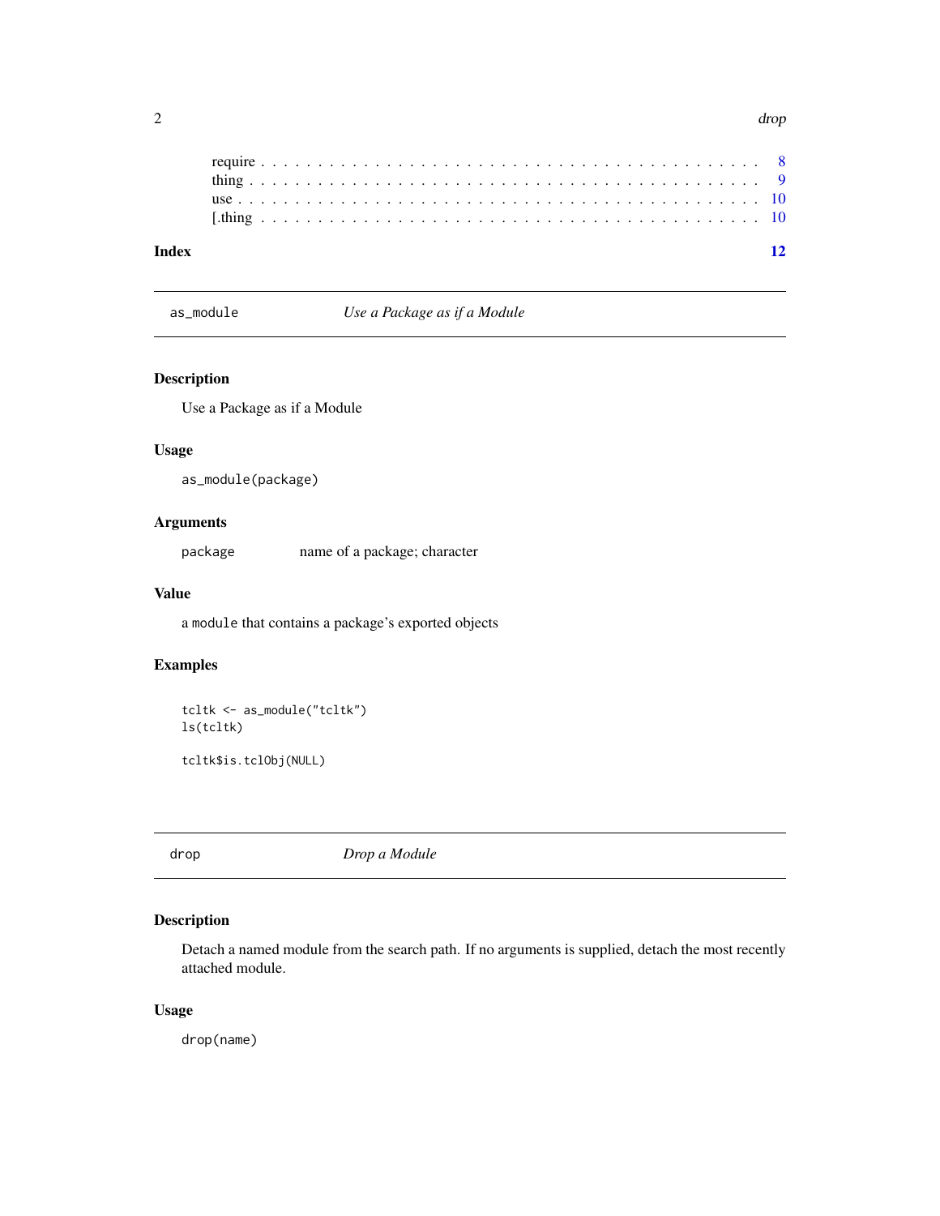require . . . . . . . . . . . . . . . . . . . . . . . . . . . . . . . . . . . . . . . . . . 8
thing . . . . . . . . . . . . . . . . . . . . . . . . . . . . . . . . . . . . . . . . . . . 9
use . . . . . . . . . . . . . . . . . . . . . . . . . . . . . . . . . . . . . . . . . . . . 10
[.thing . . . . . . . . . . . . . . . . . . . . . . . . . . . . . . . . . . . . . . . . . . 10

**Index** 12

---

## as_module — *Use a Package as if a Module*

### Description

Use a Package as if a Module

### Usage

```
as_module(package)
```

### Arguments

| | |
|---|---|
| `package` | name of a package; character |

### Value

a `module` that contains a package's exported objects

### Examples

```
tcltk <- as_module("tcltk")
ls(tcltk)

tcltk$is.tclObj(NULL)
```

---

## drop — *Drop a Module*

### Description

Detach a named module from the search path. If no arguments is supplied, detach the most recently attached module.

### Usage

```
drop(name)
```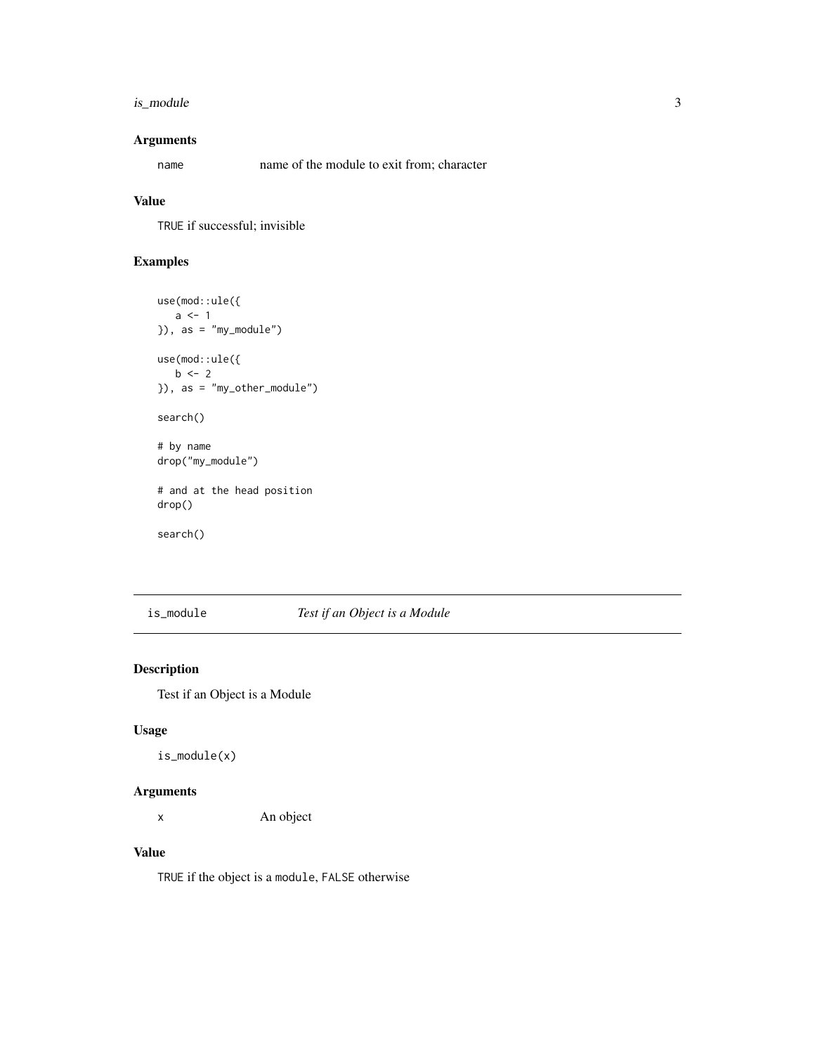### Arguments

name    name of the module to exit from; character

### Value

TRUE if successful; invisible

### Examples

```
use(mod::ule({
   a <- 1
}), as = "my_module")

use(mod::ule({
   b <- 2
}), as = "my_other_module")

search()

# by name
drop("my_module")

# and at the head position
drop()

search()
```

---

## is_module    *Test if an Object is a Module*

---

### Description

Test if an Object is a Module

### Usage

```
is_module(x)
```

### Arguments

x    An object

### Value

TRUE if the object is a module, FALSE otherwise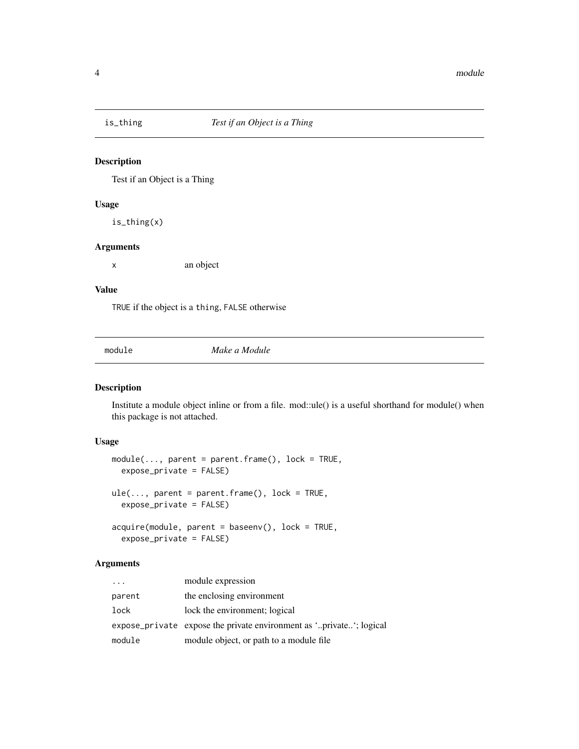## is_thing — *Test if an Object is a Thing*

### Description

Test if an Object is a Thing

### Usage

```
is_thing(x)
```

### Arguments

| | |
|---|---|
| x | an object |

### Value

TRUE if the object is a thing, FALSE otherwise

## module — *Make a Module*

### Description

Institute a module object inline or from a file. mod::ule() is a useful shorthand for module() when this package is not attached.

### Usage

```
module(..., parent = parent.frame(), lock = TRUE,
  expose_private = FALSE)

ule(..., parent = parent.frame(), lock = TRUE,
  expose_private = FALSE)

acquire(module, parent = baseenv(), lock = TRUE,
  expose_private = FALSE)
```

### Arguments

| | |
|---|---|
| ... | module expression |
| parent | the enclosing environment |
| lock | lock the environment; logical |
| expose_private | expose the private environment as '..private..'; logical |
| module | module object, or path to a module file |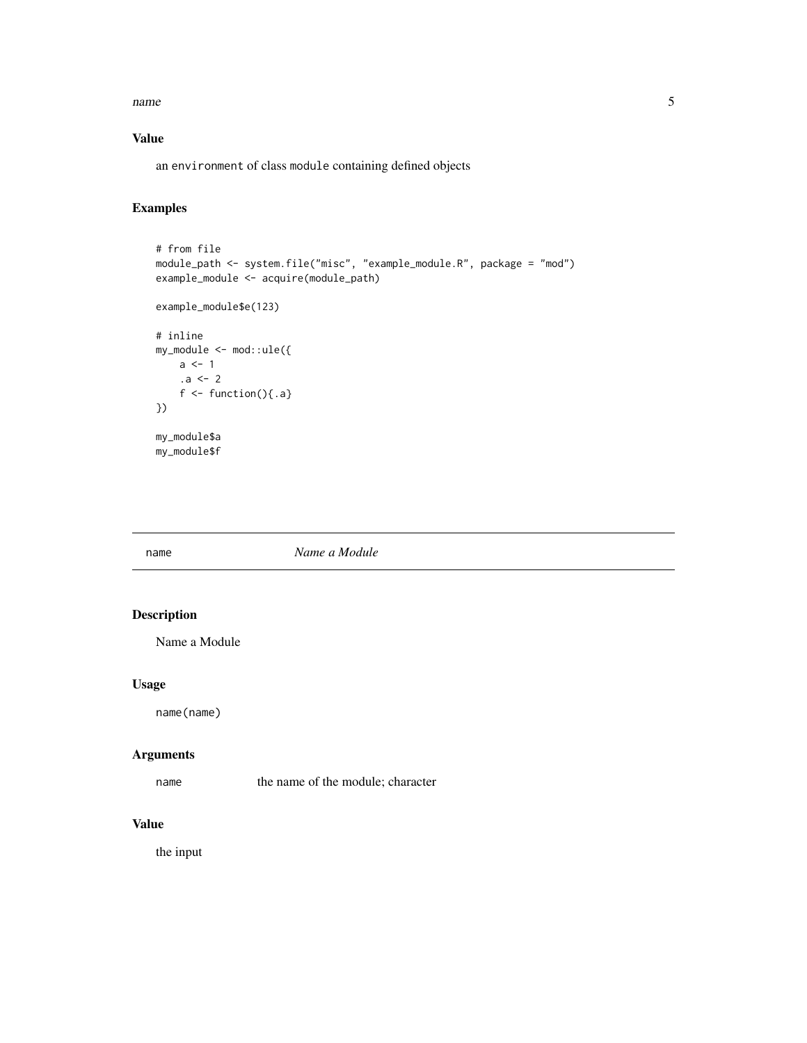### Value

an `environment` of class `module` containing defined objects

### Examples

```
# from file
module_path <- system.file("misc", "example_module.R", package = "mod")
example_module <- acquire(module_path)

example_module$e(123)

# inline
my_module <- mod::ule({
    a <- 1
    .a <- 2
    f <- function(){.a}
})

my_module$a
my_module$f
```

---

## `name` *Name a Module*

---

### Description

Name a Module

### Usage

```
name(name)
```

### Arguments

| | |
|---|---|
| `name` | the name of the module; character |

### Value

the input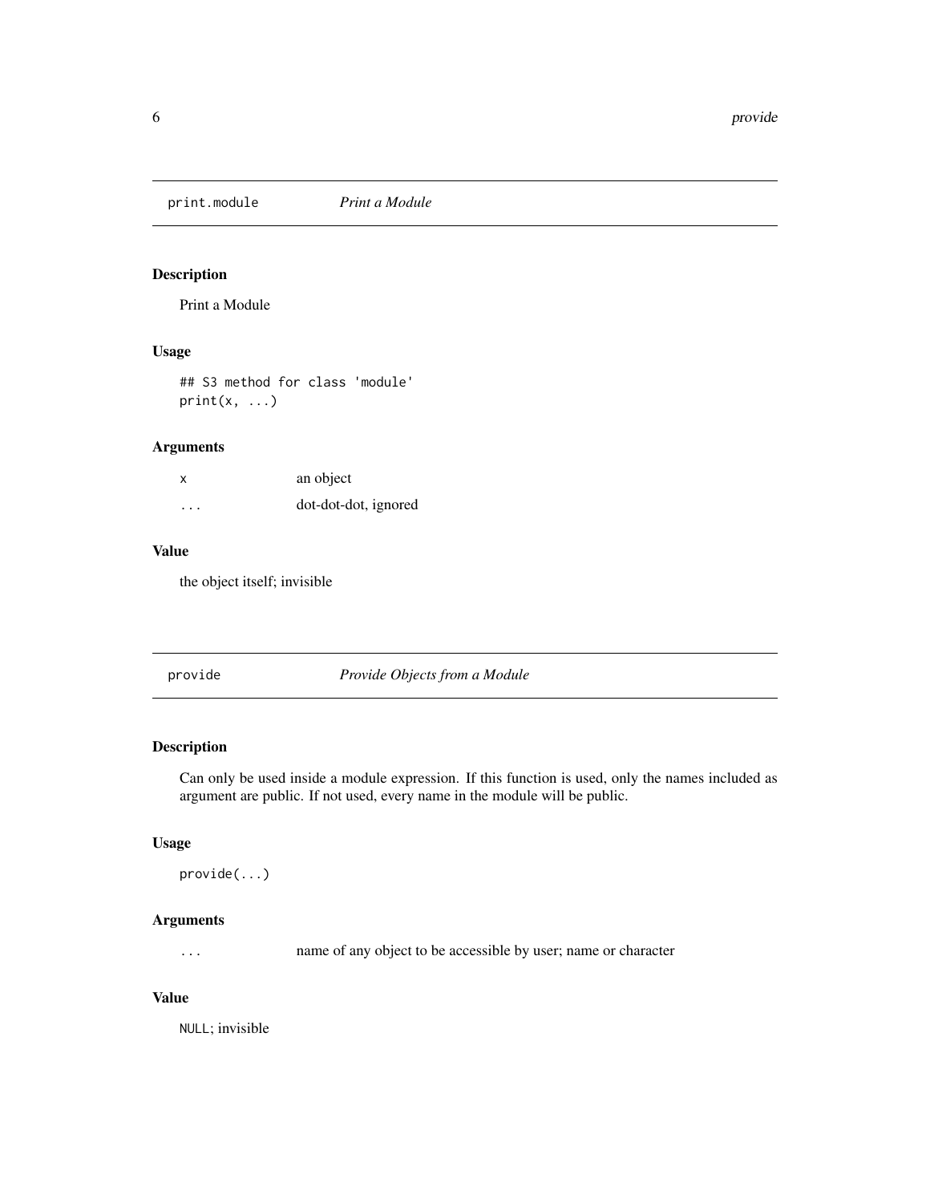## print.module *Print a Module*

### Description

Print a Module

### Usage

```
## S3 method for class 'module'
print(x, ...)
```

### Arguments

| | |
|---|---|
| `x` | an object |
| `...` | dot-dot-dot, ignored |

### Value

the object itself; invisible

## provide *Provide Objects from a Module*

### Description

Can only be used inside a module expression. If this function is used, only the names included as argument are public. If not used, every name in the module will be public.

### Usage

```
provide(...)
```

### Arguments

| | |
|---|---|
| `...` | name of any object to be accessible by user; name or character |

### Value

`NULL`; invisible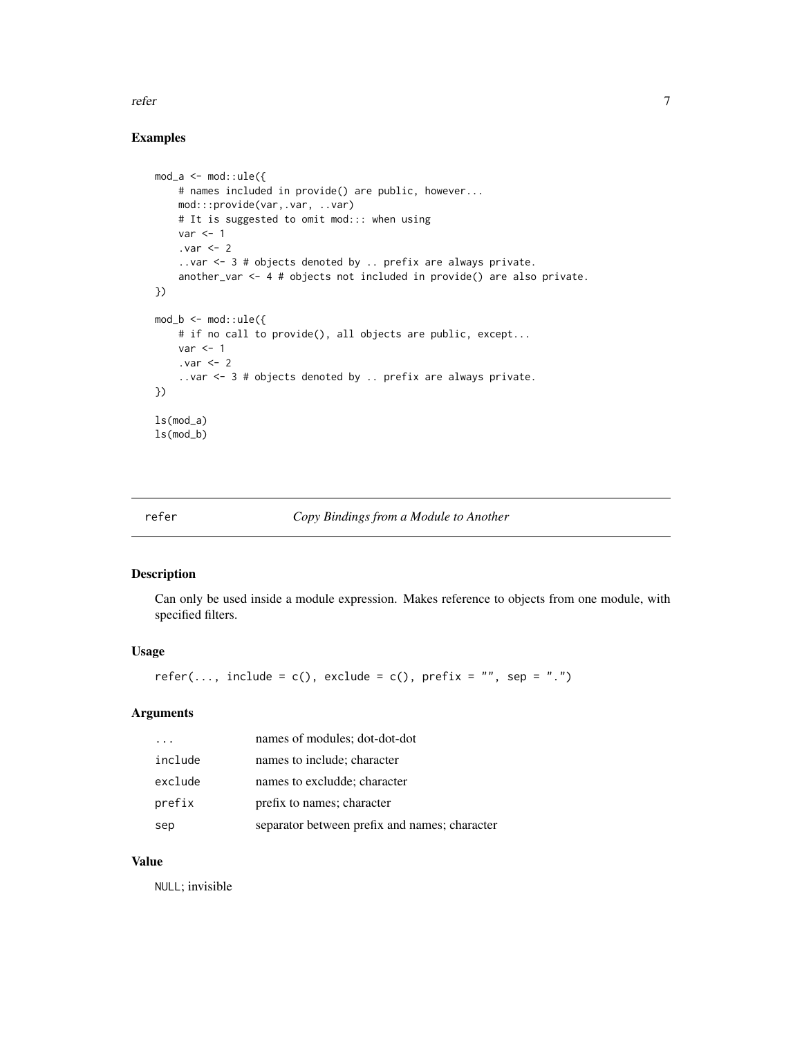## Examples

```
mod_a <- mod::ule({
    # names included in provide() are public, however...
    mod:::provide(var,.var, ..var)
    # It is suggested to omit mod::: when using
    var <- 1
    .var <- 2
    ..var <- 3 # objects denoted by .. prefix are always private.
    another_var <- 4 # objects not included in provide() are also private.
})

mod_b <- mod::ule({
    # if no call to provide(), all objects are public, except...
    var <- 1
    .var <- 2
    ..var <- 3 # objects denoted by .. prefix are always private.
})

ls(mod_a)
ls(mod_b)
```

---

# refer — *Copy Bindings from a Module to Another*

## Description

Can only be used inside a module expression. Makes reference to objects from one module, with specified filters.

## Usage

```
refer(..., include = c(), exclude = c(), prefix = "", sep = ".")
```

## Arguments

| | |
|---|---|
| `...` | names of modules; dot-dot-dot |
| `include` | names to include; character |
| `exclude` | names to excludde; character |
| `prefix` | prefix to names; character |
| `sep` | separator between prefix and names; character |

## Value

`NULL`; invisible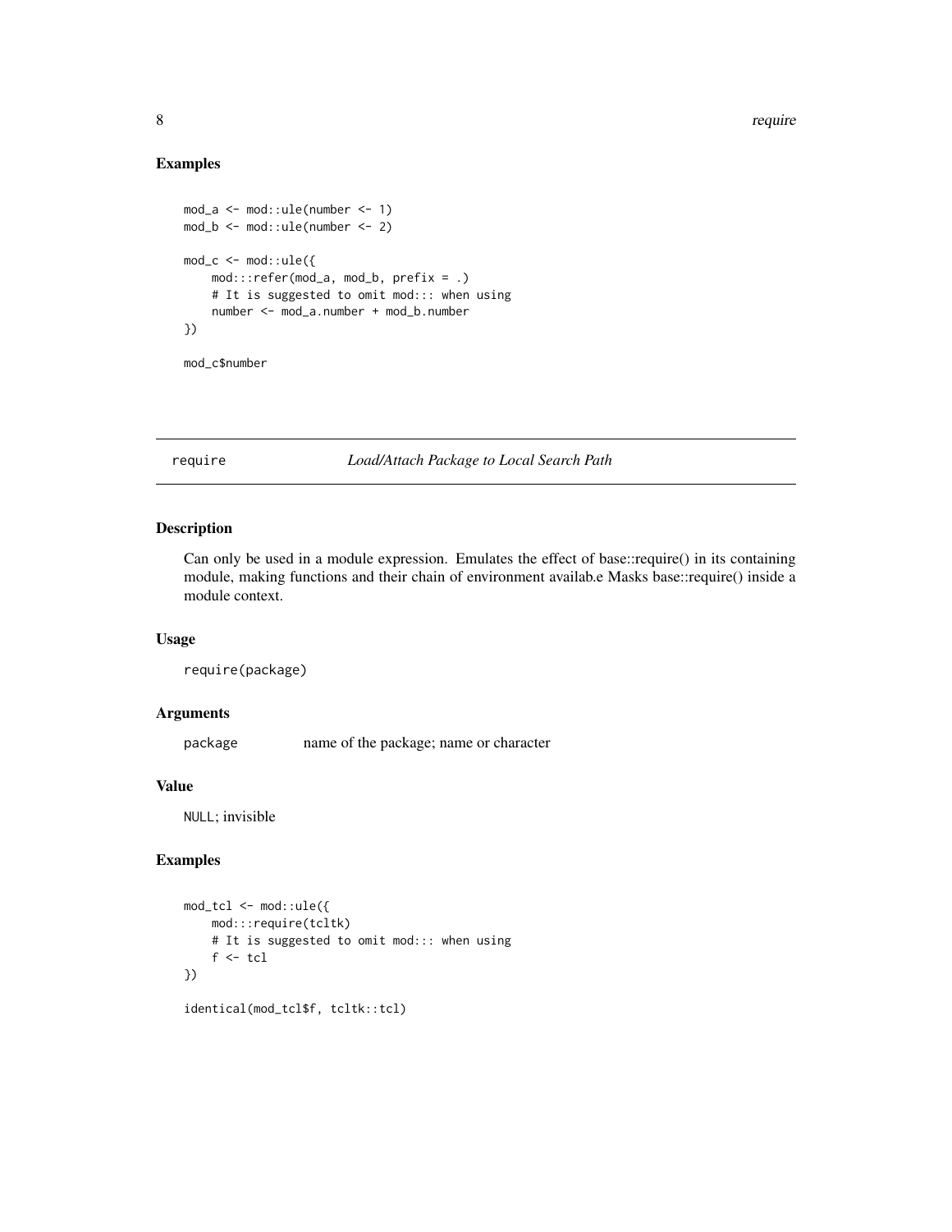## Examples

```
mod_a <- mod::ule(number <- 1)
mod_b <- mod::ule(number <- 2)

mod_c <- mod::ule({
    mod:::refer(mod_a, mod_b, prefix = .)
    # It is suggested to omit mod::: when using
    number <- mod_a.number + mod_b.number
})

mod_c$number
```

---

## require *Load/Attach Package to Local Search Path*

---

### Description

Can only be used in a module expression. Emulates the effect of base::require() in its containing module, making functions and their chain of environment availab.e Masks base::require() inside a module context.

### Usage

```
require(package)
```

### Arguments

| | |
|---|---|
| `package` | name of the package; name or character |

### Value

`NULL`; invisible

### Examples

```
mod_tcl <- mod::ule({
    mod:::require(tcltk)
    # It is suggested to omit mod::: when using
    f <- tcl
})

identical(mod_tcl$f, tcltk::tcl)
```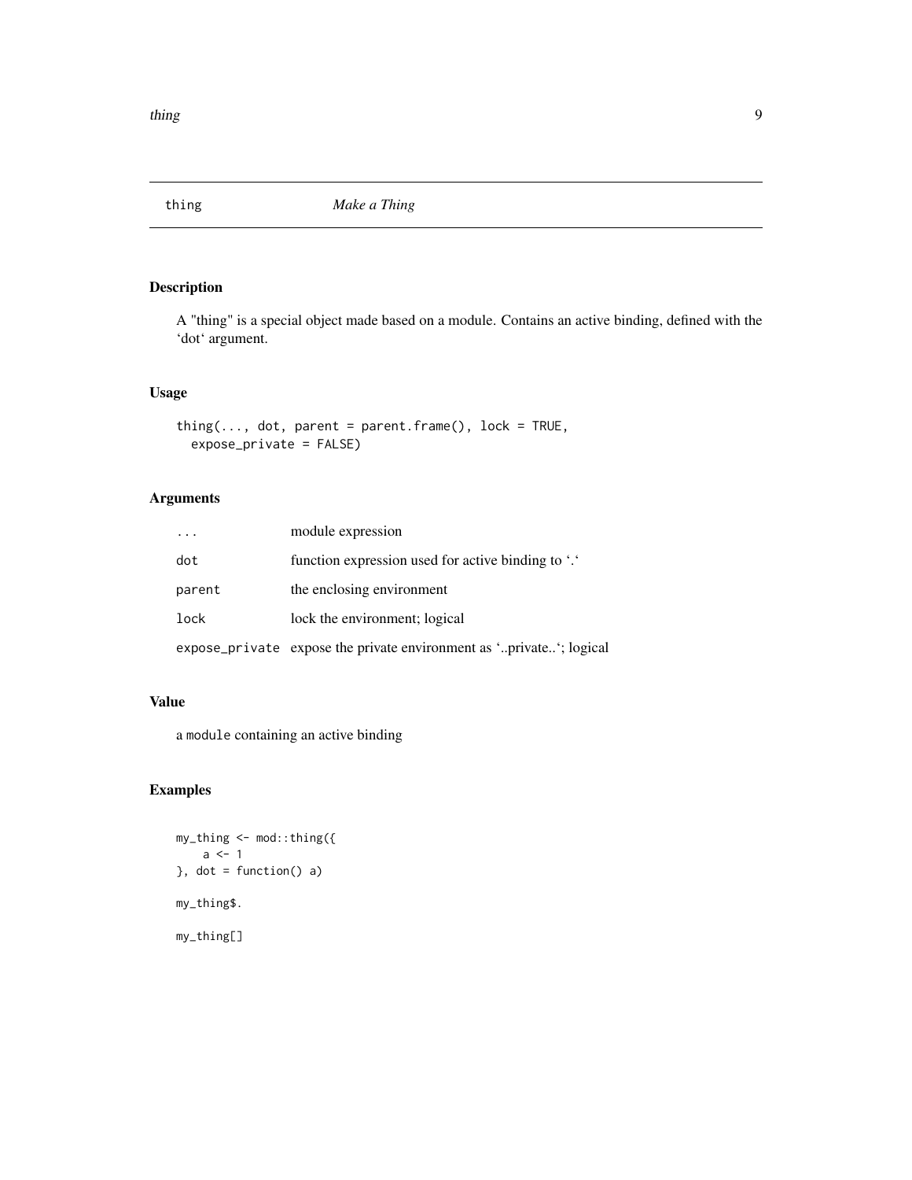## thing — *Make a Thing*

### Description

A "thing" is a special object made based on a module. Contains an active binding, defined with the 'dot' argument.

### Usage

```
thing(..., dot, parent = parent.frame(), lock = TRUE,
  expose_private = FALSE)
```

### Arguments

| | |
|---|---|
| `...` | module expression |
| `dot` | function expression used for active binding to '.' |
| `parent` | the enclosing environment |
| `lock` | lock the environment; logical |
| `expose_private` | expose the private environment as '..private..'; logical |

### Value

a `module` containing an active binding

### Examples

```
my_thing <- mod::thing({
    a <- 1
}, dot = function() a)

my_thing$.

my_thing[]
```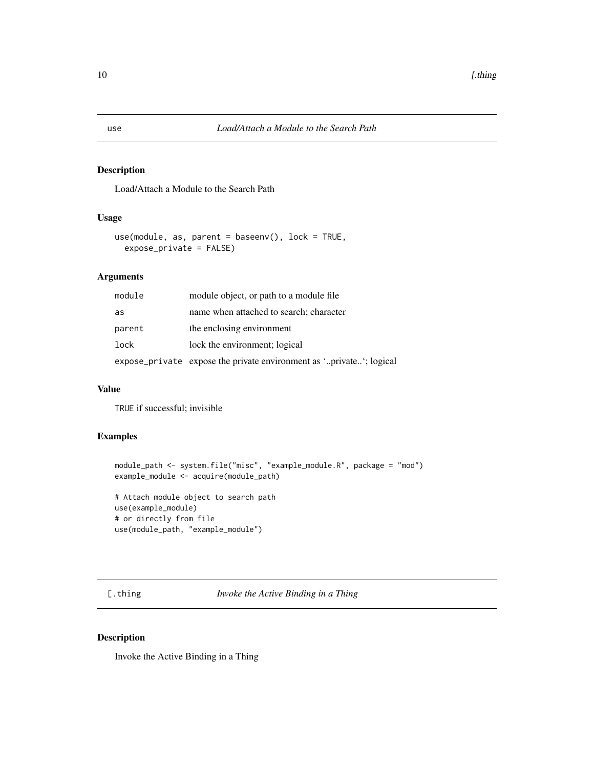## use — *Load/Attach a Module to the Search Path*

### Description

Load/Attach a Module to the Search Path

### Usage

```
use(module, as, parent = baseenv(), lock = TRUE,
  expose_private = FALSE)
```

### Arguments

| | |
|---|---|
| module | module object, or path to a module file |
| as | name when attached to search; character |
| parent | the enclosing environment |
| lock | lock the environment; logical |
| expose_private | expose the private environment as '..private..'; logical |

### Value

TRUE if successful; invisible

### Examples

```
module_path <- system.file("misc", "example_module.R", package = "mod")
example_module <- acquire(module_path)

# Attach module object to search path
use(example_module)
# or directly from file
use(module_path, "example_module")
```

## [.thing — *Invoke the Active Binding in a Thing*

### Description

Invoke the Active Binding in a Thing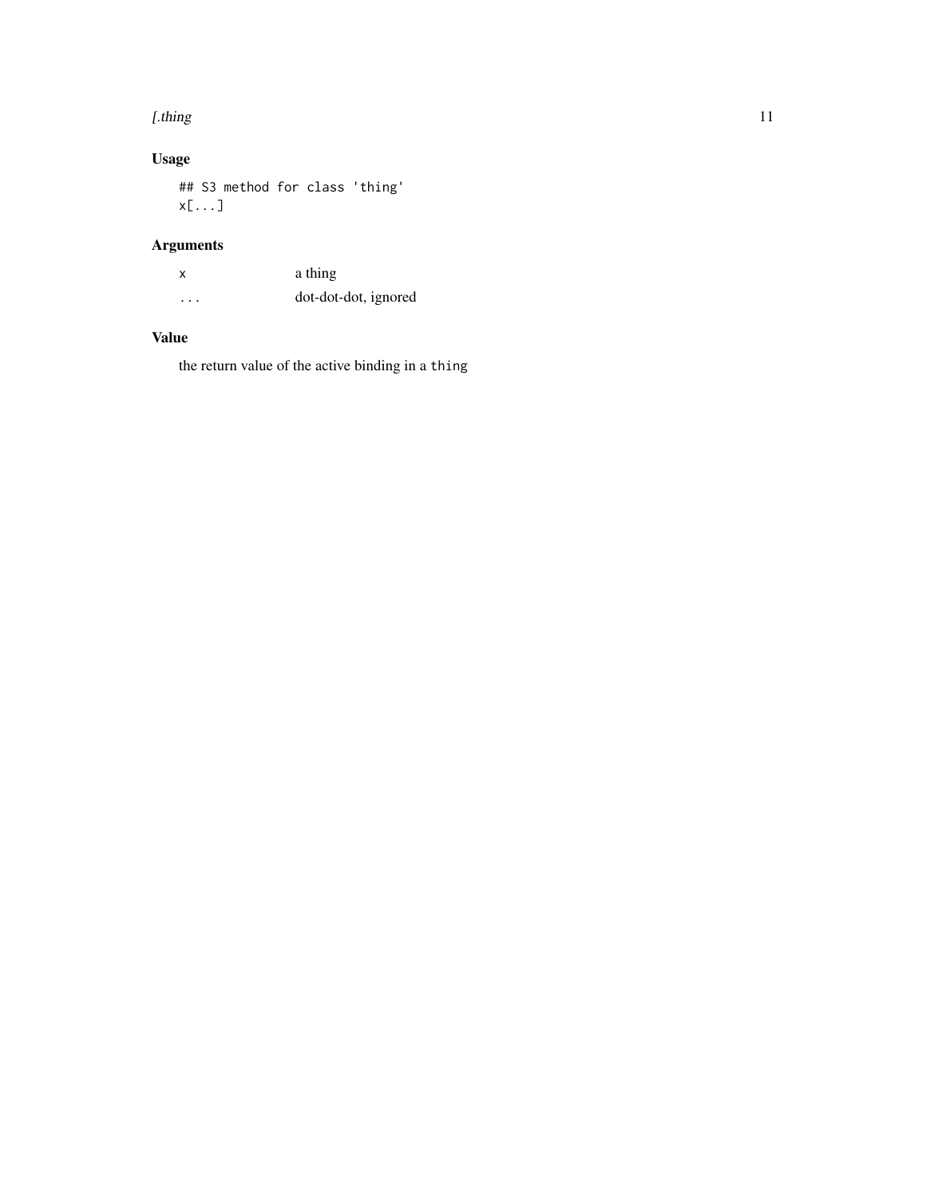## Usage

```
## S3 method for class 'thing'
x[...]
```

## Arguments

| | |
|---|---|
| `x` | a thing |
| `...` | dot-dot-dot, ignored |

## Value

the return value of the active binding in a `thing`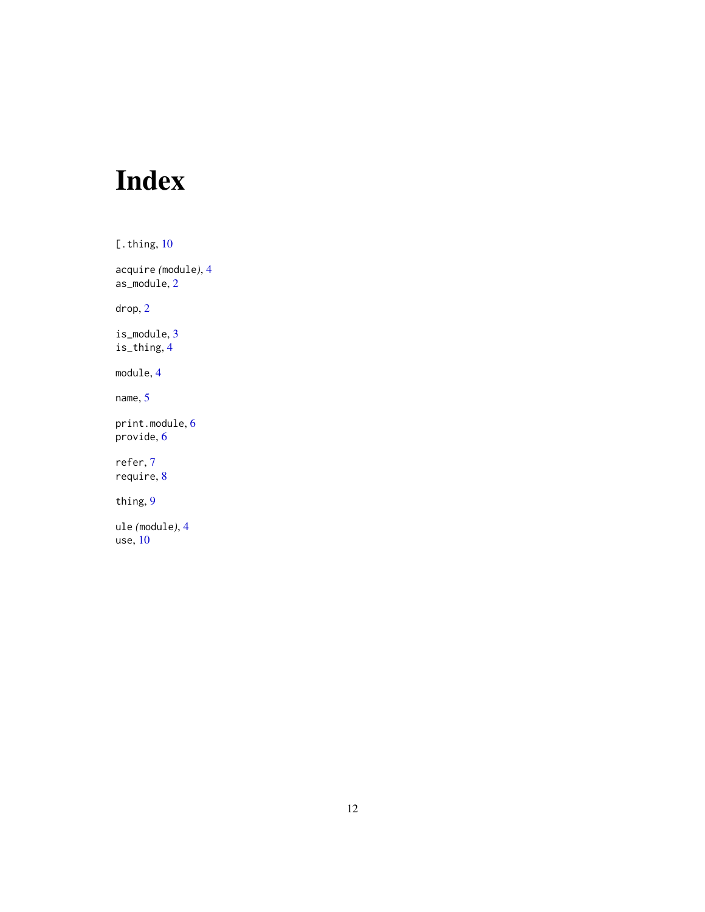# Index

[.thing, 10

acquire (module), 4
as_module, 2

drop, 2

is_module, 3
is_thing, 4

module, 4

name, 5

print.module, 6
provide, 6

refer, 7
require, 8

thing, 9

ule (module), 4
use, 10